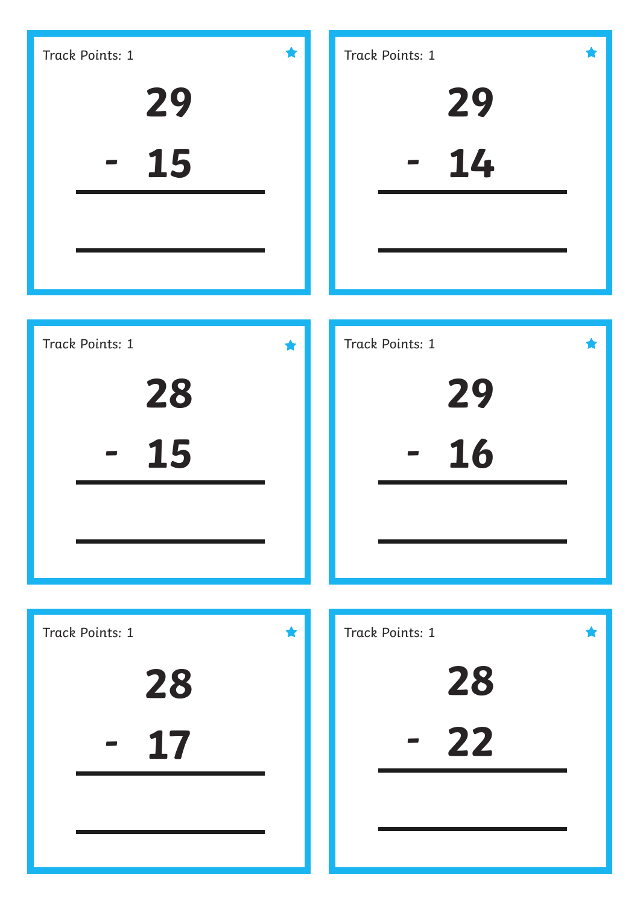Track Points: 1

$$
\begin{array}{r}
29 \\
-\ 15 \\
\hline
\end{array}
$$

Track Points: 1

$$
\begin{array}{r}
29 \\
-\ 14 \\
\hline
\end{array}
$$

Track Points: 1

$$
\begin{array}{r}
28 \\
-\ 15 \\
\hline
\end{array}
$$

Track Points: 1

$$
\begin{array}{r}
29 \\
-\ 16 \\
\hline
\end{array}
$$

Track Points: 1

$$
\begin{array}{r}
28 \\
-\ 17 \\
\hline
\end{array}
$$

Track Points: 1

$$
\begin{array}{r}
28 \\
-\ 22 \\
\hline
\end{array}
$$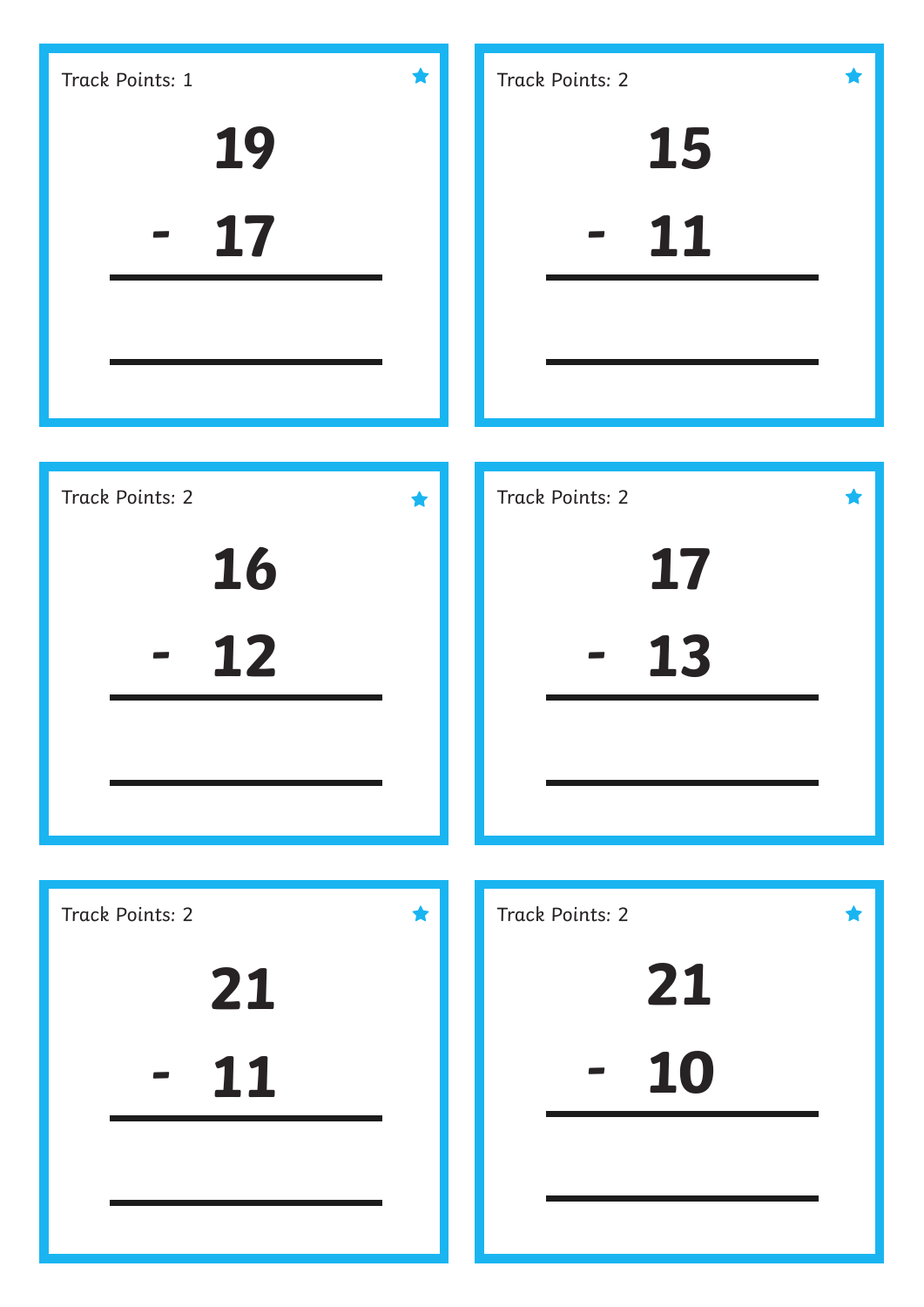Track Points: 1

$$
\begin{array}{r}
19 \\
-\ 17 \\
\hline
\end{array}
$$

Track Points: 2

$$
\begin{array}{r}
15 \\
-\ 11 \\
\hline
\end{array}
$$

Track Points: 2

$$
\begin{array}{r}
16 \\
-\ 12 \\
\hline
\end{array}
$$

Track Points: 2

$$
\begin{array}{r}
17 \\
-\ 13 \\
\hline
\end{array}
$$

Track Points: 2

$$
\begin{array}{r}
21 \\
-\ 11 \\
\hline
\end{array}
$$

Track Points: 2

$$
\begin{array}{r}
21 \\
-\ 10 \\
\hline
\end{array}
$$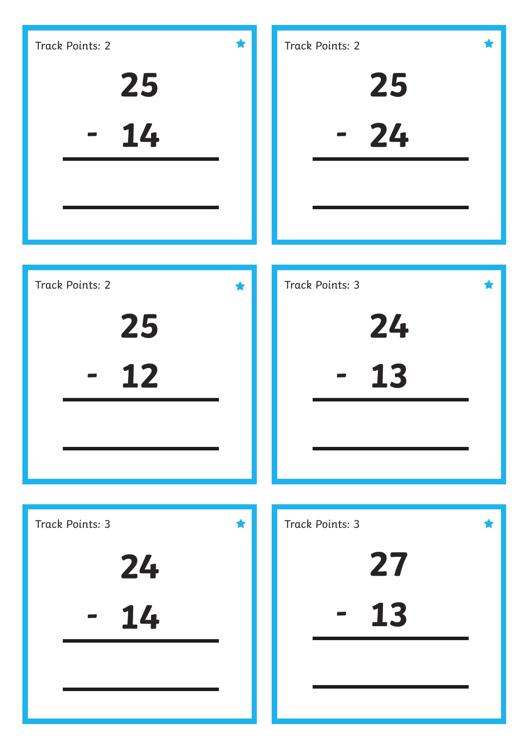Track Points: 2

$$
\begin{array}{r} 25 \\ -\ 14 \\ \hline \\ \hline \end{array}
$$

Track Points: 2

$$
\begin{array}{r} 25 \\ -\ 24 \\ \hline \\ \hline \end{array}
$$

Track Points: 2

$$
\begin{array}{r} 25 \\ -\ 12 \\ \hline \\ \hline \end{array}
$$

Track Points: 3

$$
\begin{array}{r} 24 \\ -\ 13 \\ \hline \\ \hline \end{array}
$$

Track Points: 3

$$
\begin{array}{r} 24 \\ -\ 14 \\ \hline \\ \hline \end{array}
$$

Track Points: 3

$$
\begin{array}{r} 27 \\ -\ 13 \\ \hline \\ \hline \end{array}
$$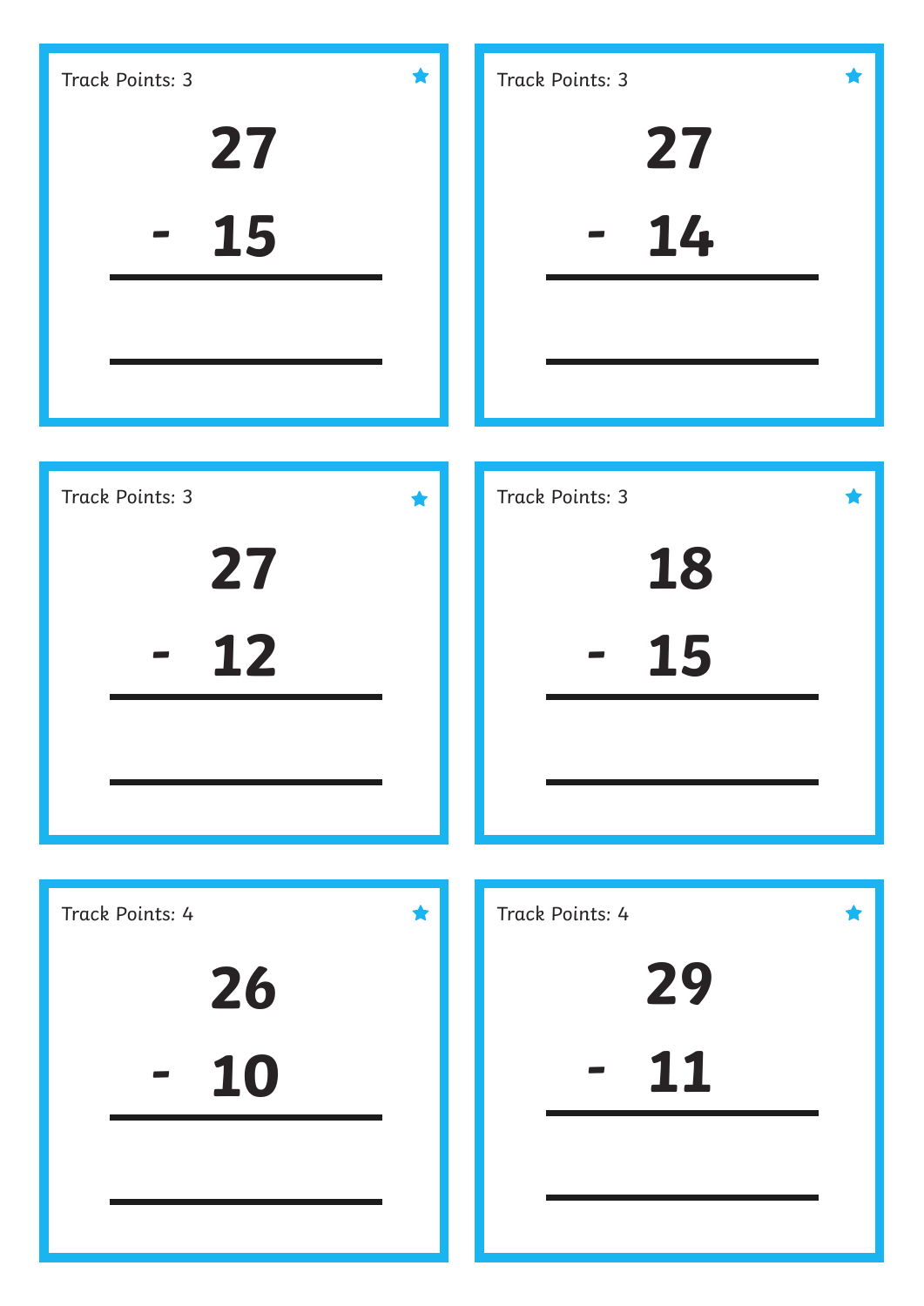Track Points: 3

$$\begin{array}{r} 27 \\ -\ 15 \\ \hline \\ \hline \end{array}$$

Track Points: 3

$$\begin{array}{r} 27 \\ -\ 14 \\ \hline \\ \hline \end{array}$$

Track Points: 3

$$\begin{array}{r} 27 \\ -\ 12 \\ \hline \\ \hline \end{array}$$

Track Points: 3

$$\begin{array}{r} 18 \\ -\ 15 \\ \hline \\ \hline \end{array}$$

Track Points: 4

$$\begin{array}{r} 26 \\ -\ 10 \\ \hline \\ \hline \end{array}$$

Track Points: 4

$$\begin{array}{r} 29 \\ -\ 11 \\ \hline \\ \hline \end{array}$$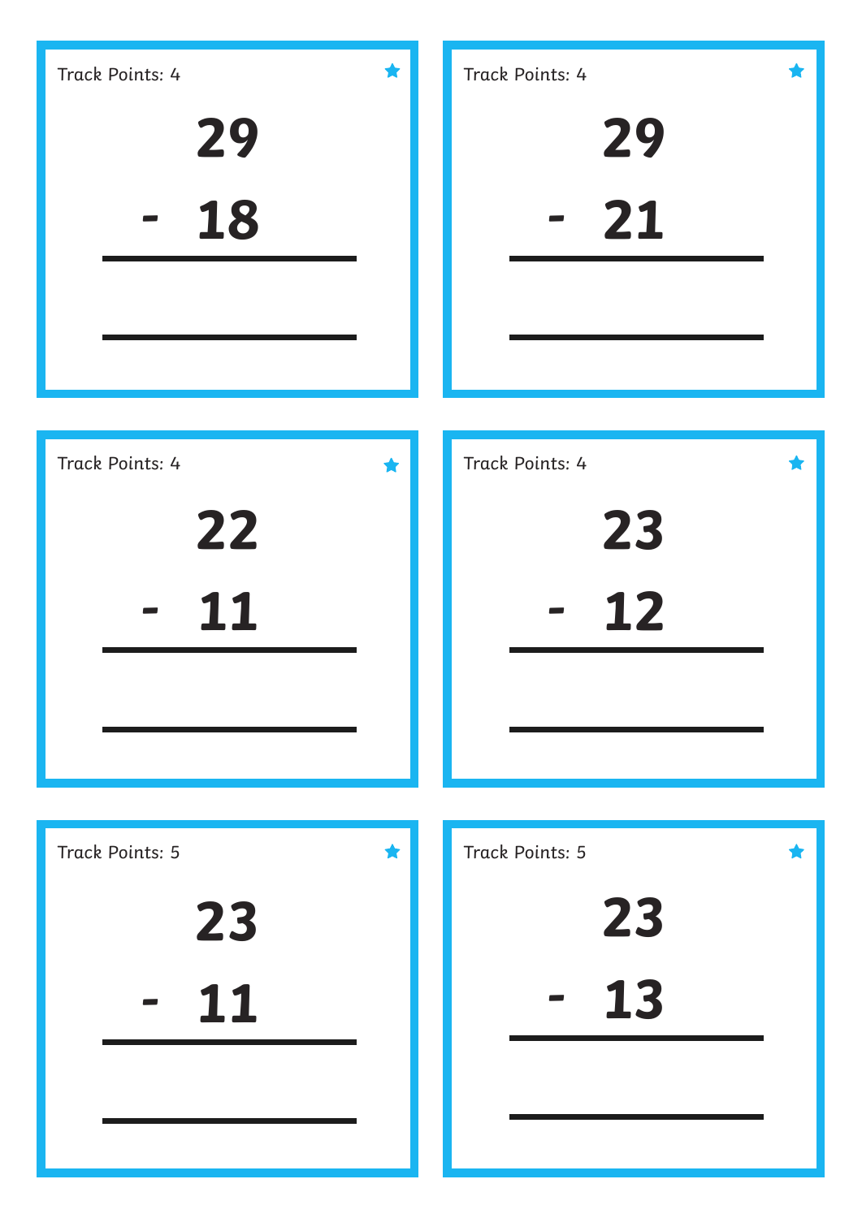Track Points: 4

$$
\begin{array}{r}
29 \\
-\ 18 \\
\hline
\end{array}
$$

Track Points: 4

$$
\begin{array}{r}
29 \\
-\ 21 \\
\hline
\end{array}
$$

Track Points: 4

$$
\begin{array}{r}
22 \\
-\ 11 \\
\hline
\end{array}
$$

Track Points: 4

$$
\begin{array}{r}
23 \\
-\ 12 \\
\hline
\end{array}
$$

Track Points: 5

$$
\begin{array}{r}
23 \\
-\ 11 \\
\hline
\end{array}
$$

Track Points: 5

$$
\begin{array}{r}
23 \\
-\ 13 \\
\hline
\end{array}
$$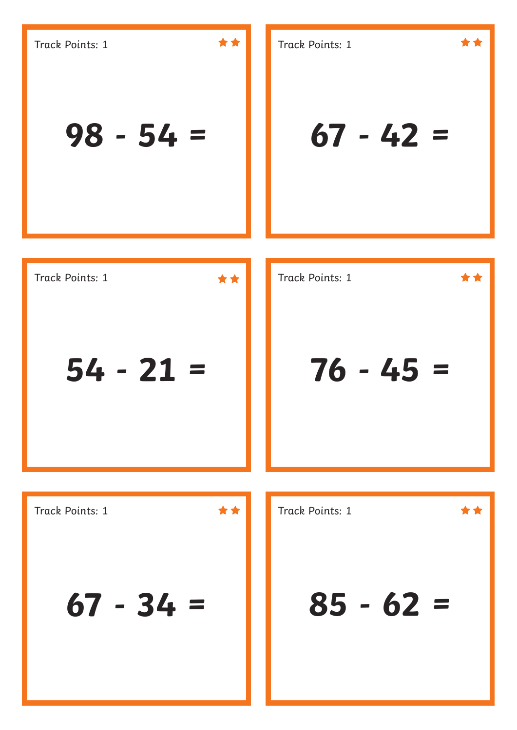Track Points: 1 ★★

**98 - 54 =**

Track Points: 1 ★★

**67 - 42 =**

Track Points: 1 ★★

**54 - 21 =**

Track Points: 1 ★★

**76 - 45 =**

Track Points: 1 ★★

**67 - 34 =**

Track Points: 1 ★★

**85 - 62 =**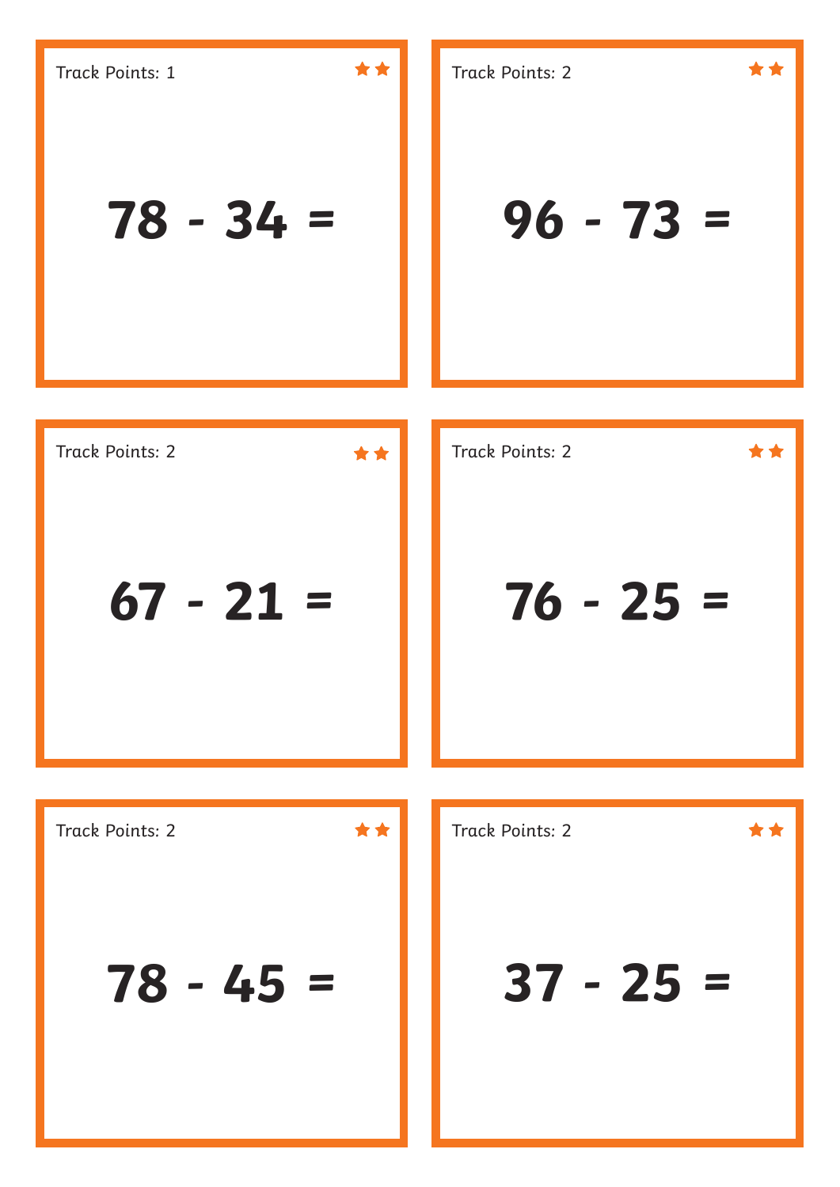Track Points: 1 ★★

$$78 - 34 =$$

Track Points: 2 ★★

$$96 - 73 =$$

Track Points: 2 ★★

$$67 - 21 =$$

Track Points: 2 ★★

$$76 - 25 =$$

Track Points: 2 ★★

$$78 - 45 =$$

Track Points: 2 ★★

$$37 - 25 =$$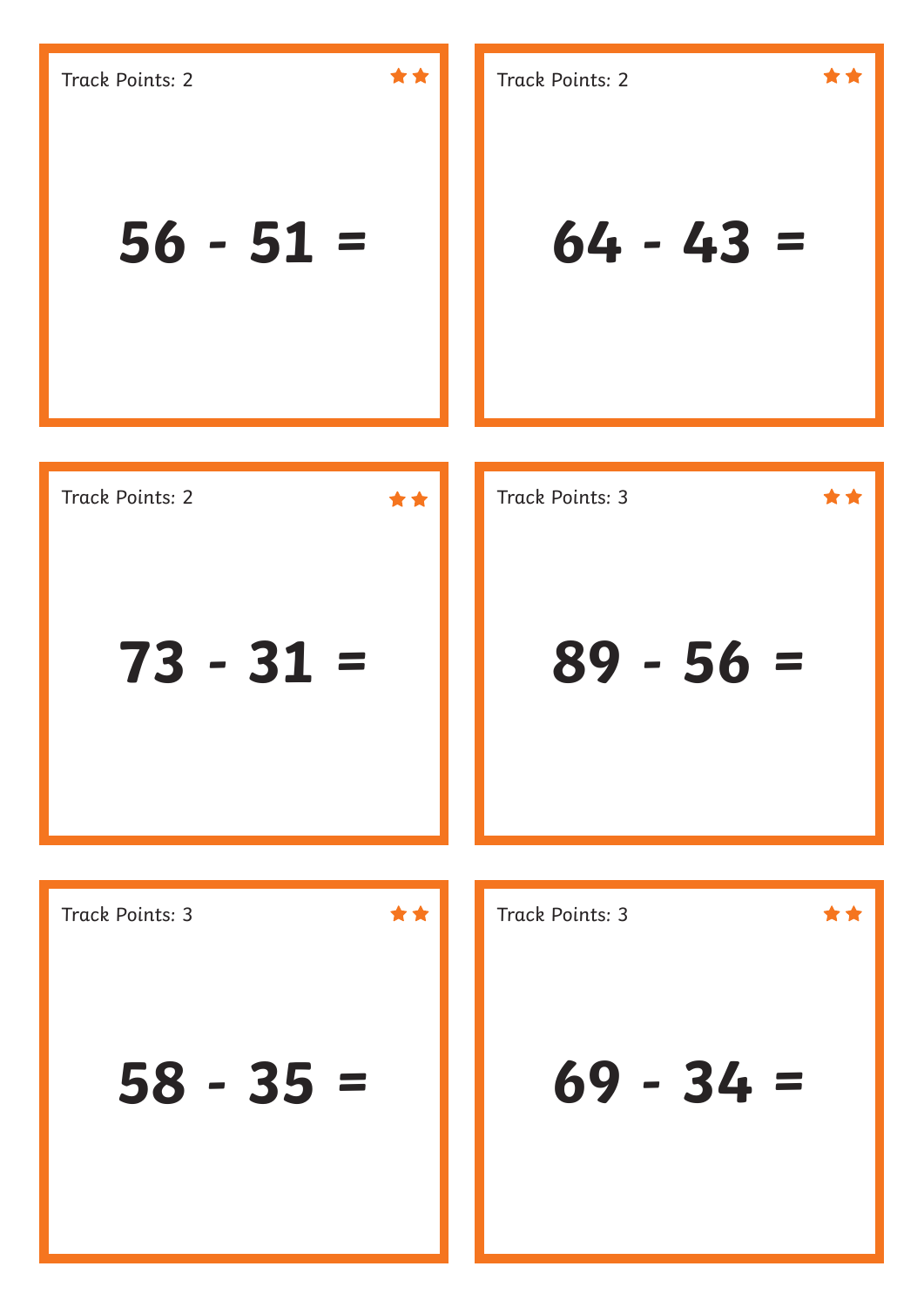Track Points: 2 ★★

$$56 - 51 =$$

Track Points: 2 ★★

$$64 - 43 =$$

Track Points: 2 ★★

$$73 - 31 =$$

Track Points: 3 ★★

$$89 - 56 =$$

Track Points: 3 ★★

$$58 - 35 =$$

Track Points: 3 ★★

$$69 - 34 =$$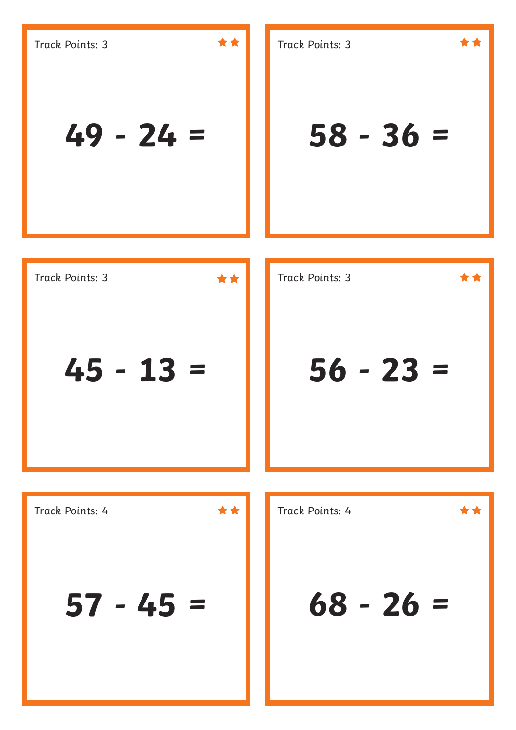Track Points: 3 ★★

$$49 - 24 =$$

Track Points: 3 ★★

$$58 - 36 =$$

Track Points: 3 ★★

$$45 - 13 =$$

Track Points: 3 ★★

$$56 - 23 =$$

Track Points: 4 ★★

$$57 - 45 =$$

Track Points: 4 ★★

$$68 - 26 =$$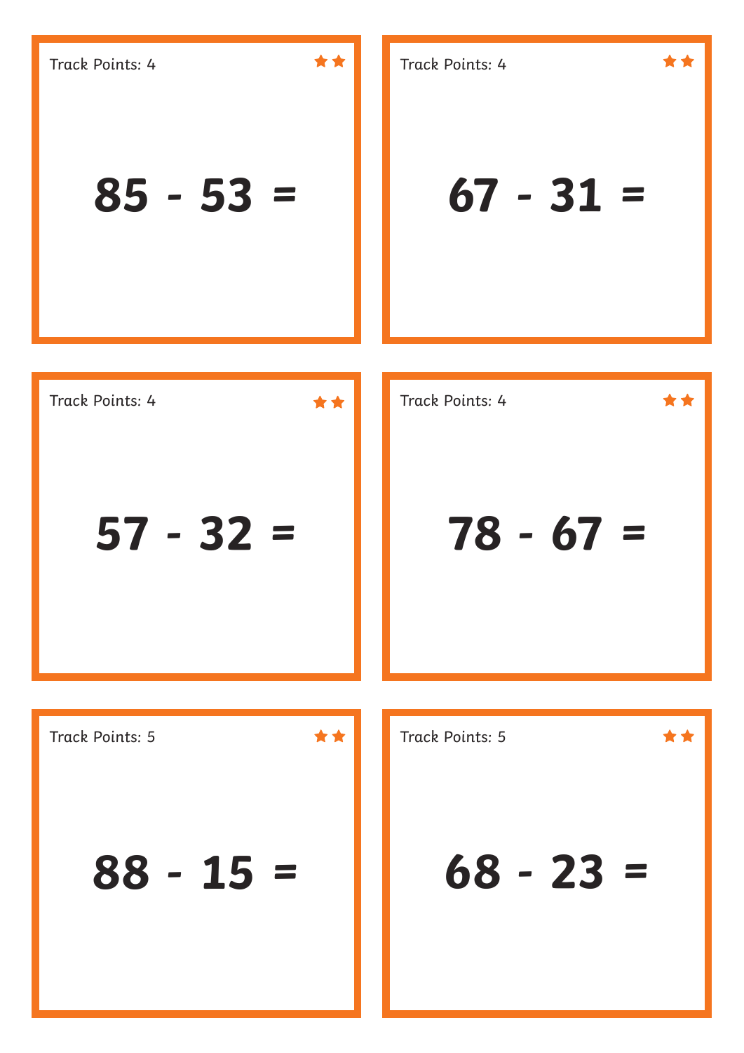Track Points: 4

★★

$$85 - 53 =$$

Track Points: 4

★★

$$67 - 31 =$$

Track Points: 4

★★

$$57 - 32 =$$

Track Points: 4

★★

$$78 - 67 =$$

Track Points: 5

★★

$$88 - 15 =$$

Track Points: 5

★★

$$68 - 23 =$$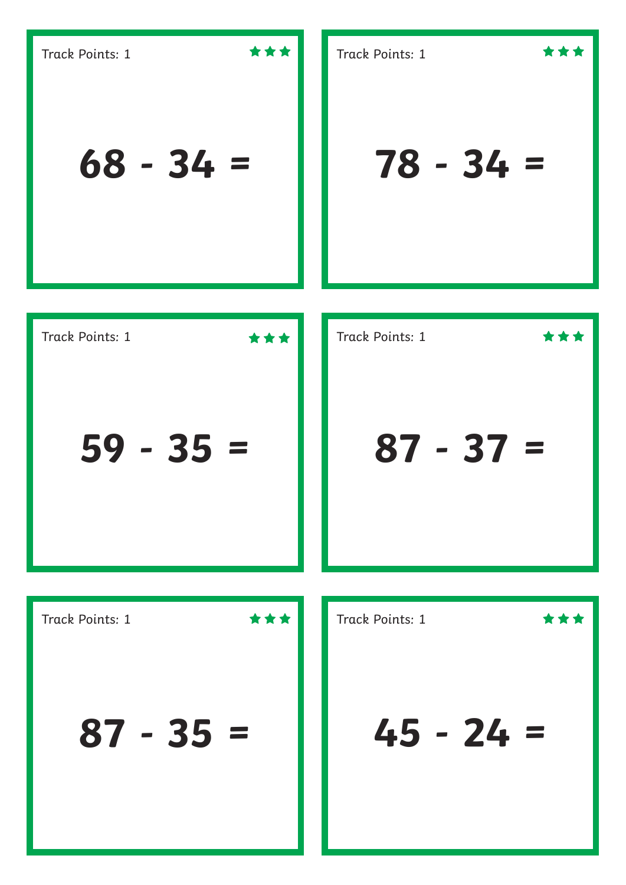Track Points: 1

$68 - 34 =$

Track Points: 1

$78 - 34 =$

Track Points: 1

$59 - 35 =$

Track Points: 1

$87 - 37 =$

Track Points: 1

$87 - 35 =$

Track Points: 1

$45 - 24 =$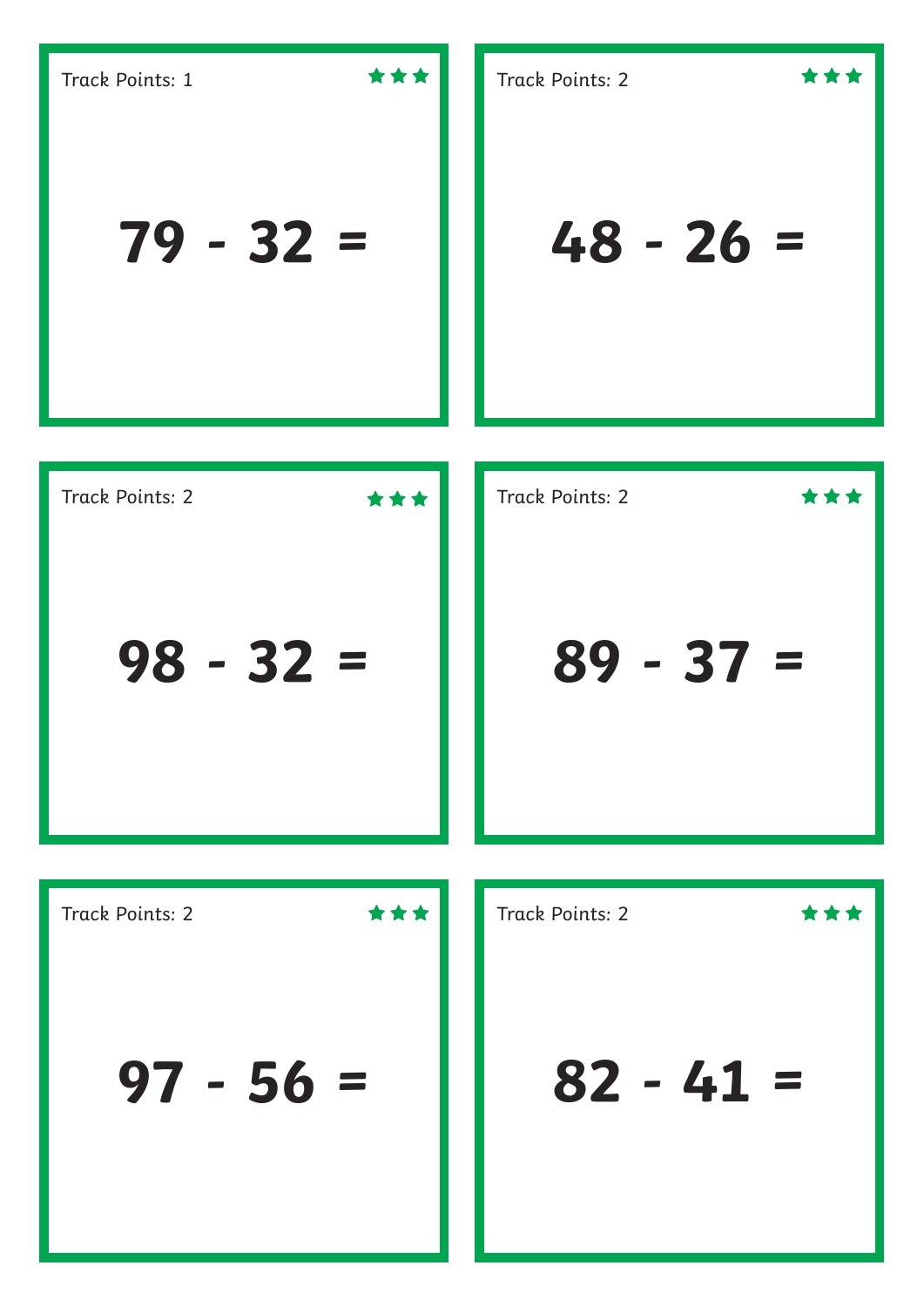Track Points: 1

★★★

$$79 - 32 =$$

Track Points: 2

★★★

$$48 - 26 =$$

Track Points: 2

★★★

$$98 - 32 =$$

Track Points: 2

★★★

$$89 - 37 =$$

Track Points: 2

★★★

$$97 - 56 =$$

Track Points: 2

★★★

$$82 - 41 =$$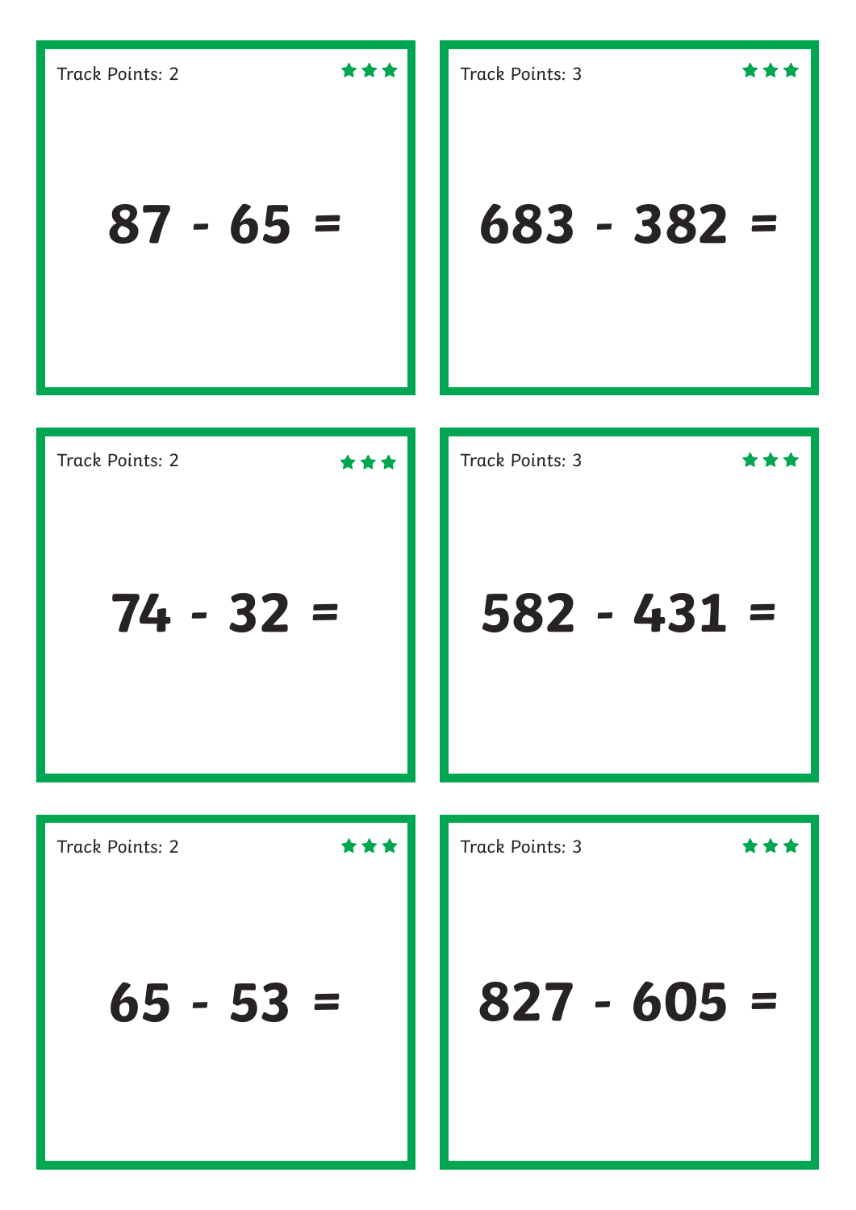Track Points: 2 ★★★

$$87 - 65 =$$

Track Points: 3 ★★★

$$683 - 382 =$$

Track Points: 2 ★★★

$$74 - 32 =$$

Track Points: 3 ★★★

$$582 - 431 =$$

Track Points: 2 ★★★

$$65 - 53 =$$

Track Points: 3 ★★★

$$827 - 605 =$$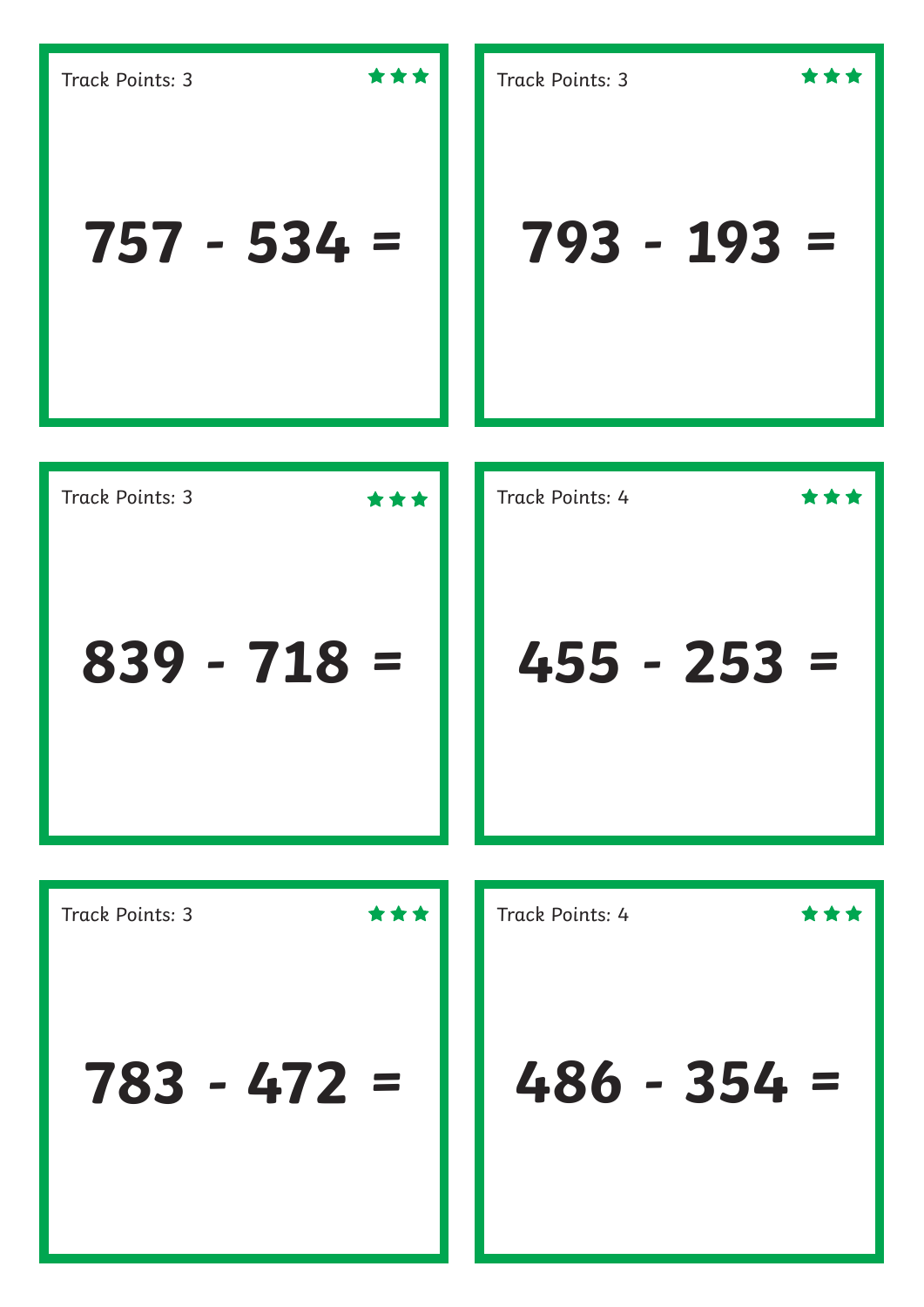Track Points: 3 ★★★

**757 - 534 =**

Track Points: 3 ★★★

**793 - 193 =**

Track Points: 3 ★★★

**839 - 718 =**

Track Points: 4 ★★★

**455 - 253 =**

Track Points: 3 ★★★

**783 - 472 =**

Track Points: 4 ★★★

**486 - 354 =**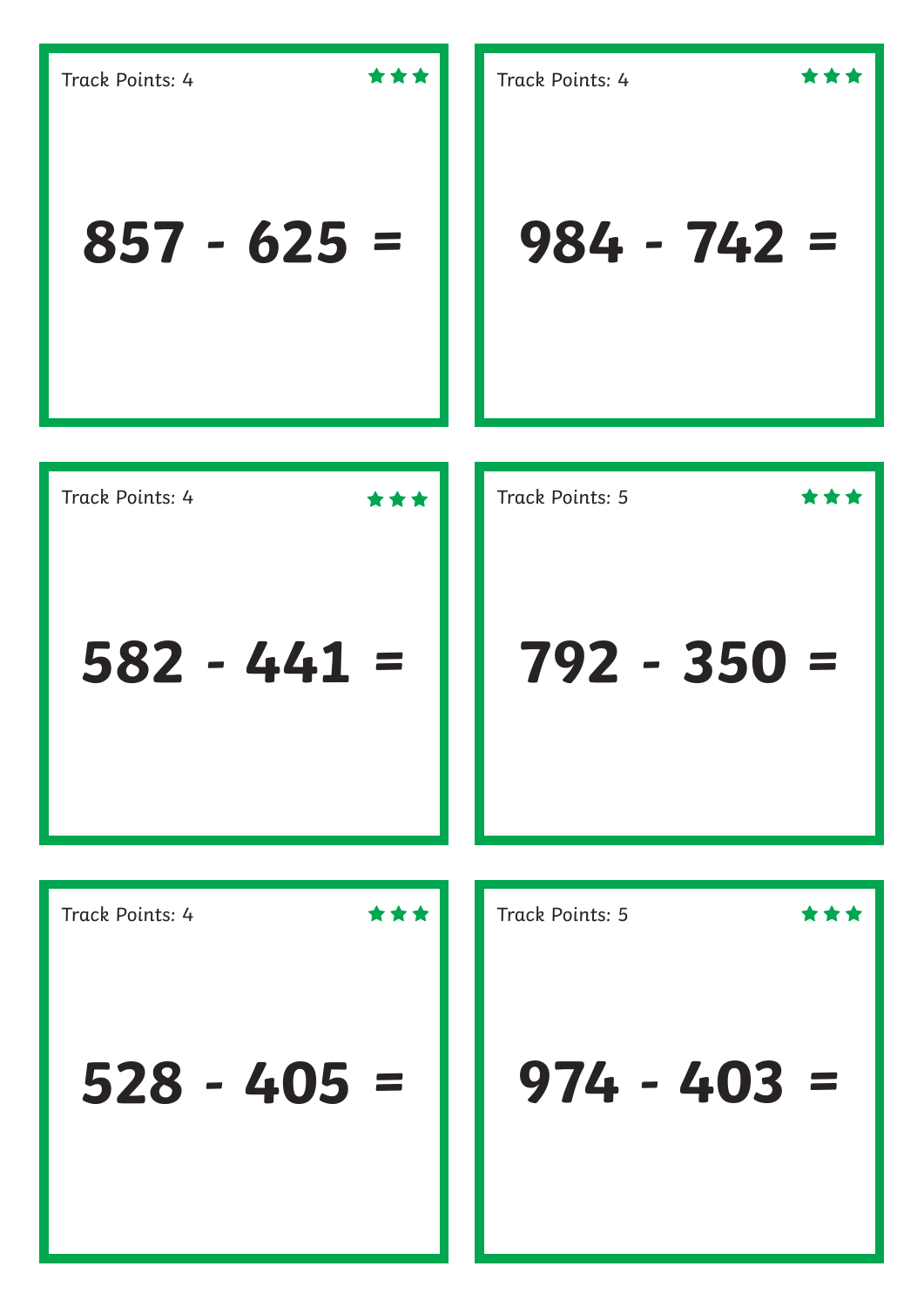Track Points: 4

857 - 625 =

Track Points: 4

984 - 742 =

Track Points: 4

582 - 441 =

Track Points: 5

792 - 350 =

Track Points: 4

528 - 405 =

Track Points: 5

974 - 403 =